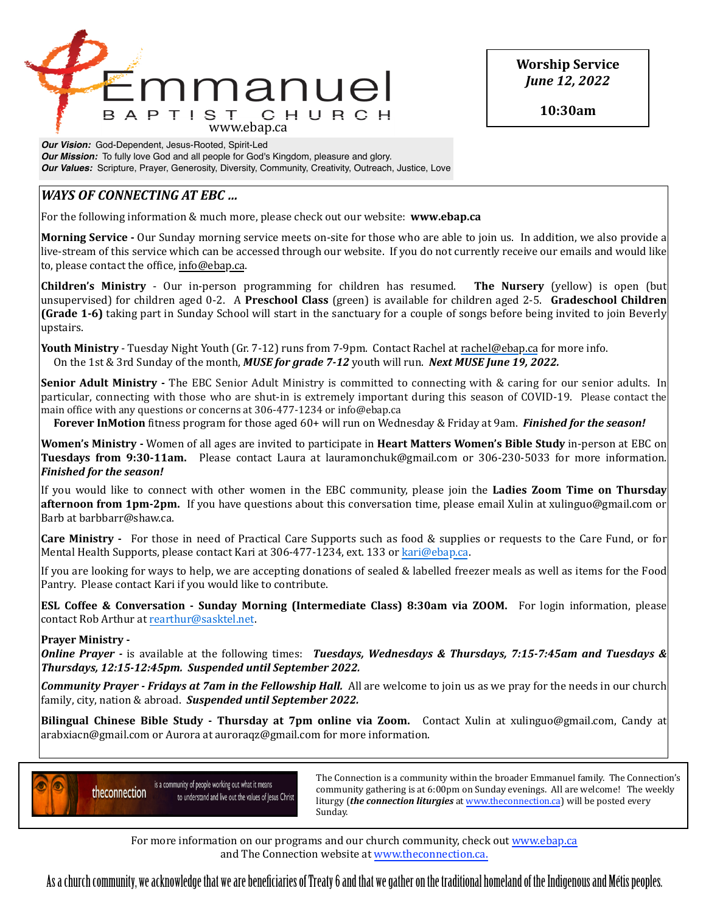# Emmanuel
BAPTIST CHURCH
www.ebap.ca

**Worship Service**
***June 12, 2022***

**10:30am**

***Our Vision:*** God-Dependent, Jesus-Rooted, Spirit-Led
***Our Mission:*** To fully love God and all people for God's Kingdom, pleasure and glory.
***Our Values:*** Scripture, Prayer, Generosity, Diversity, Community, Creativity, Outreach, Justice, Love

## *WAYS OF CONNECTING AT EBC …*

For the following information & much more, please check out our website: **www.ebap.ca**

**Morning Service -** Our Sunday morning service meets on-site for those who are able to join us. In addition, we also provide a live-stream of this service which can be accessed through our website. If you do not currently receive our emails and would like to, please contact the office, info@ebap.ca.

**Children's Ministry** - Our in-person programming for children has resumed. **The Nursery** (yellow) is open (but unsupervised) for children aged 0-2. A **Preschool Class** (green) is available for children aged 2-5. **Gradeschool Children (Grade 1-6)** taking part in Sunday School will start in the sanctuary for a couple of songs before being invited to join Beverly upstairs.

**Youth Ministry** - Tuesday Night Youth (Gr. 7-12) runs from 7-9pm. Contact Rachel at rachel@ebap.ca for more info.
On the 1st & 3rd Sunday of the month, ***MUSE for grade 7-12*** youth will run. ***Next MUSE June 19, 2022.***

**Senior Adult Ministry -** The EBC Senior Adult Ministry is committed to connecting with & caring for our senior adults. In particular, connecting with those who are shut-in is extremely important during this season of COVID-19. Please contact the main office with any questions or concerns at 306-477-1234 or info@ebap.ca

**Forever InMotion** fitness program for those aged 60+ will run on Wednesday & Friday at 9am. ***Finished for the season!***

**Women's Ministry -** Women of all ages are invited to participate in **Heart Matters Women's Bible Study** in-person at EBC on **Tuesdays from 9:30-11am.** Please contact Laura at lauramonchuk@gmail.com or 306-230-5033 for more information. ***Finished for the season!***

If you would like to connect with other women in the EBC community, please join the **Ladies Zoom Time on Thursday afternoon from 1pm-2pm.** If you have questions about this conversation time, please email Xulin at xulinguo@gmail.com or Barb at barbbarr@shaw.ca.

**Care Ministry -** For those in need of Practical Care Supports such as food & supplies or requests to the Care Fund, or for Mental Health Supports, please contact Kari at 306-477-1234, ext. 133 or kari@ebap.ca.

If you are looking for ways to help, we are accepting donations of sealed & labelled freezer meals as well as items for the Food Pantry. Please contact Kari if you would like to contribute.

**ESL Coffee & Conversation - Sunday Morning (Intermediate Class) 8:30am via ZOOM.** For login information, please contact Rob Arthur at rearthur@sasktel.net.

**Prayer Ministry -**
***Online Prayer -*** is available at the following times: ***Tuesdays, Wednesdays & Thursdays, 7:15-7:45am and Tuesdays & Thursdays, 12:15-12:45pm. Suspended until September 2022.***

***Community Prayer - Fridays at 7am in the Fellowship Hall.*** All are welcome to join us as we pray for the needs in our church family, city, nation & abroad. ***Suspended until September 2022.***

**Bilingual Chinese Bible Study - Thursday at 7pm online via Zoom.** Contact Xulin at xulinguo@gmail.com, Candy at arabxiacn@gmail.com or Aurora at auroraqz@gmail.com for more information.

theconnection is a community of people working out what it means to understand and live out the values of Jesus Christ

The Connection is a community within the broader Emmanuel family. The Connection's community gathering is at 6:00pm on Sunday evenings. All are welcome! The weekly liturgy (***the connection liturgies*** at www.theconnection.ca) will be posted every Sunday.

For more information on our programs and our church community, check out www.ebap.ca and The Connection website at www.theconnection.ca.

As a church community, we acknowledge that we are beneficiaries of Treaty 6 and that we gather on the traditional homeland of the Indigenous and Métis peoples.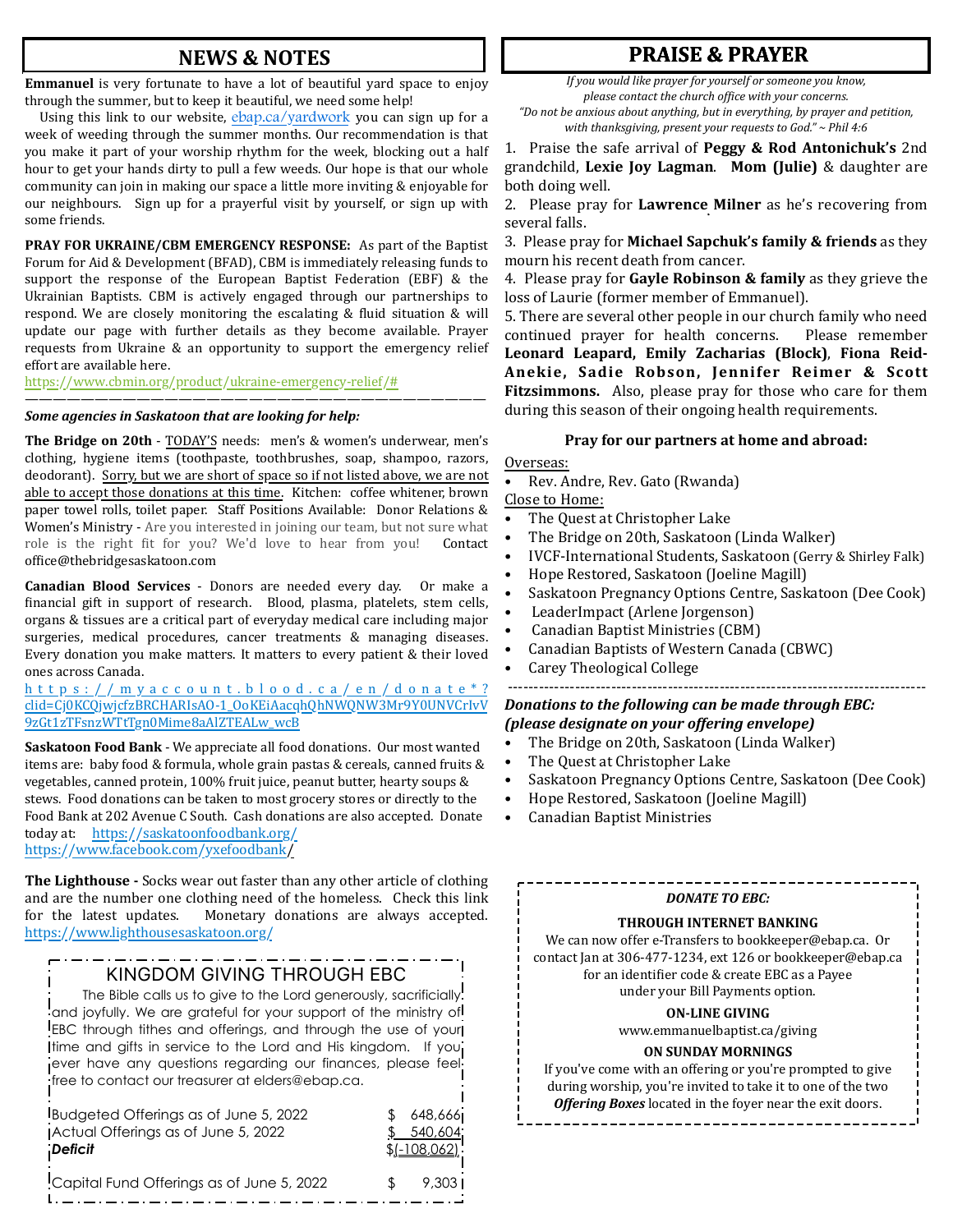## NEWS & NOTES

**Emmanuel** is very fortunate to have a lot of beautiful yard space to enjoy through the summer, but to keep it beautiful, we need some help!

Using this link to our website, ebap.ca/yardwork you can sign up for a week of weeding through the summer months. Our recommendation is that you make it part of your worship rhythm for the week, blocking out a half hour to get your hands dirty to pull a few weeds. Our hope is that our whole community can join in making our space a little more inviting & enjoyable for our neighbours. Sign up for a prayerful visit by yourself, or sign up with some friends.

**PRAY FOR UKRAINE/CBM EMERGENCY RESPONSE:** As part of the Baptist Forum for Aid & Development (BFAD), CBM is immediately releasing funds to support the response of the European Baptist Federation (EBF) & the Ukrainian Baptists. CBM is actively engaged through our partnerships to respond. We are closely monitoring the escalating & fluid situation & will update our page with further details as they become available. Prayer requests from Ukraine & an opportunity to support the emergency relief effort are available here.

https://www.cbmin.org/product/ukraine-emergency-relief/#

---

***Some agencies in Saskatoon that are looking for help:***

**The Bridge on 20th** - TODAY'S needs: men's & women's underwear, men's clothing, hygiene items (toothpaste, toothbrushes, soap, shampoo, razors, deodorant). Sorry, but we are short of space so if not listed above, we are not able to accept those donations at this time. Kitchen: coffee whitener, brown paper towel rolls, toilet paper. Staff Positions Available: Donor Relations & Women's Ministry - Are you interested in joining our team, but not sure what role is the right fit for you? We'd love to hear from you! Contact office@thebridgesaskatoon.com

**Canadian Blood Services** - Donors are needed every day. Or make a financial gift in support of research. Blood, plasma, platelets, stem cells, organs & tissues are a critical part of everyday medical care including major surgeries, medical procedures, cancer treatments & managing diseases. Every donation you make matters. It matters to every patient & their loved ones across Canada.

https://myaccount.blood.ca/en/donate*?clid=Cj0KCQjwjcfzBRCHARIsAO-1_OoKEiAacqhQhNWQNW3Mr9Y0UNVCrIvV9zGt1zTFsnzWTtTgn0Mime8aAlZTEALw_wcB

**Saskatoon Food Bank** - We appreciate all food donations. Our most wanted items are: baby food & formula, whole grain pastas & cereals, canned fruits & vegetables, canned protein, 100% fruit juice, peanut butter, hearty soups & stews. Food donations can be taken to most grocery stores or directly to the Food Bank at 202 Avenue C South. Cash donations are also accepted. Donate today at: https://saskatoonfoodbank.org/
https://www.facebook.com/yxefoodbank/

**The Lighthouse -** Socks wear out faster than any other article of clothing and are the number one clothing need of the homeless. Check this link for the latest updates. Monetary donations are always accepted. https://www.lighthousesaskatoon.org/

### KINGDOM GIVING THROUGH EBC

The Bible calls us to give to the Lord generously, sacrificially and joyfully. We are grateful for your support of the ministry of EBC through tithes and offerings, and through the use of your time and gifts in service to the Lord and His kingdom. If you ever have any questions regarding our finances, please feel free to contact our treasurer at elders@ebap.ca.

| | |
|---|---|
| Budgeted Offerings as of June 5, 2022 | $ 648,666 |
| Actual Offerings as of June 5, 2022 | $ 540,604 |
| ***Deficit*** | $(-108,062) |
| Capital Fund Offerings as of June 5, 2022 | $ 9,303 |

## PRAISE & PRAYER

*If you would like prayer for yourself or someone you know, please contact the church office with your concerns.*
*"Do not be anxious about anything, but in everything, by prayer and petition, with thanksgiving, present your requests to God." ~ Phil 4:6*

1. Praise the safe arrival of **Peggy & Rod Antonichuk's** 2nd grandchild, **Lexie Joy Lagman**. **Mom (Julie)** & daughter are both doing well.
2. Please pray for **Lawrence Milner** as he's recovering from several falls.
3. Please pray for **Michael Sapchuk's family & friends** as they mourn his recent death from cancer.
4. Please pray for **Gayle Robinson & family** as they grieve the loss of Laurie (former member of Emmanuel).
5. There are several other people in our church family who need continued prayer for health concerns. Please remember **Leonard Leapard, Emily Zacharias (Block)**, **Fiona Reid-Anekie, Sadie Robson, Jennifer Reimer & Scott Fitzsimmons.** Also, please pray for those who care for them during this season of their ongoing health requirements.

**Pray for our partners at home and abroad:**

Overseas:

- Rev. Andre, Rev. Gato (Rwanda)

Close to Home:

- The Quest at Christopher Lake
- The Bridge on 20th, Saskatoon (Linda Walker)
- IVCF-International Students, Saskatoon (Gerry & Shirley Falk)
- Hope Restored, Saskatoon (Joeline Magill)
- Saskatoon Pregnancy Options Centre, Saskatoon (Dee Cook)
- LeaderImpact (Arlene Jorgenson)
- Canadian Baptist Ministries (CBM)
- Canadian Baptists of Western Canada (CBWC)
- Carey Theological College

---

***Donations to the following can be made through EBC: (please designate on your offering envelope)***

- The Bridge on 20th, Saskatoon (Linda Walker)
- The Quest at Christopher Lake
- Saskatoon Pregnancy Options Centre, Saskatoon (Dee Cook)
- Hope Restored, Saskatoon (Joeline Magill)
- Canadian Baptist Ministries

***DONATE TO EBC:***

**THROUGH INTERNET BANKING**

We can now offer e-Transfers to bookkeeper@ebap.ca. Or contact Jan at 306-477-1234, ext 126 or bookkeeper@ebap.ca for an identifier code & create EBC as a Payee under your Bill Payments option.

**ON-LINE GIVING**

www.emmanuelbaptist.ca/giving

**ON SUNDAY MORNINGS**

If you've come with an offering or you're prompted to give during worship, you're invited to take it to one of the two ***Offering Boxes*** located in the foyer near the exit doors.